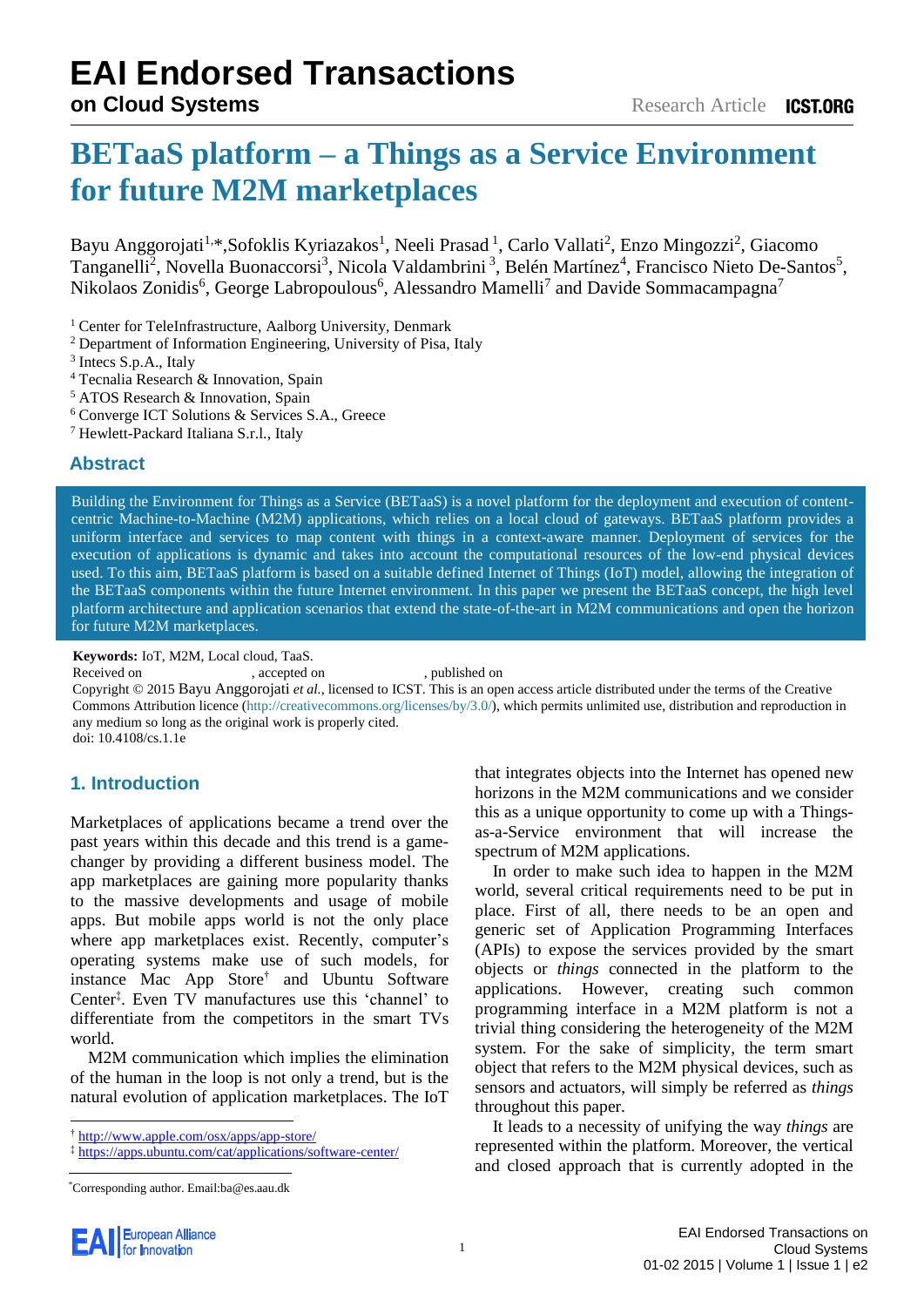EAI Endorsed Transactions on Cloud Systems — Research Article

# BETaaS platform – a Things as a Service Environment for future M2M marketplaces

Bayu Anggorojati[1,*], Sofoklis Kyriazakos[1], Neeli Prasad [1], Carlo Vallati[2], Enzo Mingozzi[2], Giacomo Tanganelli[2], Novella Buonaccorsi[3], Nicola Valdambrini [3], Belén Martínez[4], Francisco Nieto De-Santos[5], Nikolaos Zonidis[6], George Labropoulous[6], Alessandro Mamelli[7] and Davide Sommacampagna[7]

[1] Center for TeleInfrastructure, Aalborg University, Denmark
[2] Department of Information Engineering, University of Pisa, Italy
[3] Intecs S.p.A., Italy
[4] Tecnalia Research & Innovation, Spain
[5] ATOS Research & Innovation, Spain
[6] Converge ICT Solutions & Services S.A., Greece
[7] Hewlett-Packard Italiana S.r.l., Italy

## Abstract

Building the Environment for Things as a Service (BETaaS) is a novel platform for the deployment and execution of content-centric Machine-to-Machine (M2M) applications, which relies on a local cloud of gateways. BETaaS platform provides a uniform interface and services to map content with things in a context-aware manner. Deployment of services for the execution of applications is dynamic and takes into account the computational resources of the low-end physical devices used. To this aim, BETaaS platform is based on a suitable defined Internet of Things (IoT) model, allowing the integration of the BETaaS components within the future Internet environment. In this paper we present the BETaaS concept, the high level platform architecture and application scenarios that extend the state-of-the-art in M2M communications and open the horizon for future M2M marketplaces.

**Keywords:** IoT, M2M, Local cloud, TaaS.

Received on , accepted on , published on

Copyright © 2015 Bayu Anggorojati *et al.*, licensed to ICST. This is an open access article distributed under the terms of the Creative Commons Attribution licence (http://creativecommons.org/licenses/by/3.0/), which permits unlimited use, distribution and reproduction in any medium so long as the original work is properly cited.

doi: 10.4108/cs.1.1e

## 1. Introduction

Marketplaces of applications became a trend over the past years within this decade and this trend is a game-changer by providing a different business model. The app marketplaces are gaining more popularity thanks to the massive developments and usage of mobile apps. But mobile apps world is not the only place where app marketplaces exist. Recently, computer's operating systems make use of such models, for instance Mac App Store[†] and Ubuntu Software Center[‡]. Even TV manufactures use this 'channel' to differentiate from the competitors in the smart TVs world.

M2M communication which implies the elimination of the human in the loop is not only a trend, but is the natural evolution of application marketplaces. The IoT that integrates objects into the Internet has opened new horizons in the M2M communications and we consider this as a unique opportunity to come up with a Things-as-a-Service environment that will increase the spectrum of M2M applications.

In order to make such idea to happen in the M2M world, several critical requirements need to be put in place. First of all, there needs to be an open and generic set of Application Programming Interfaces (APIs) to expose the services provided by the smart objects or *things* connected in the platform to the applications. However, creating such common programming interface in a M2M platform is not a trivial thing considering the heterogeneity of the M2M system. For the sake of simplicity, the term smart object that refers to the M2M physical devices, such as sensors and actuators, will simply be referred as *things* throughout this paper.

It leads to a necessity of unifying the way *things* are represented within the platform. Moreover, the vertical and closed approach that is currently adopted in the

[†] http://www.apple.com/osx/apps/app-store/
[‡] https://apps.ubuntu.com/cat/applications/software-center/

[*] Corresponding author. Email:ba@es.aau.dk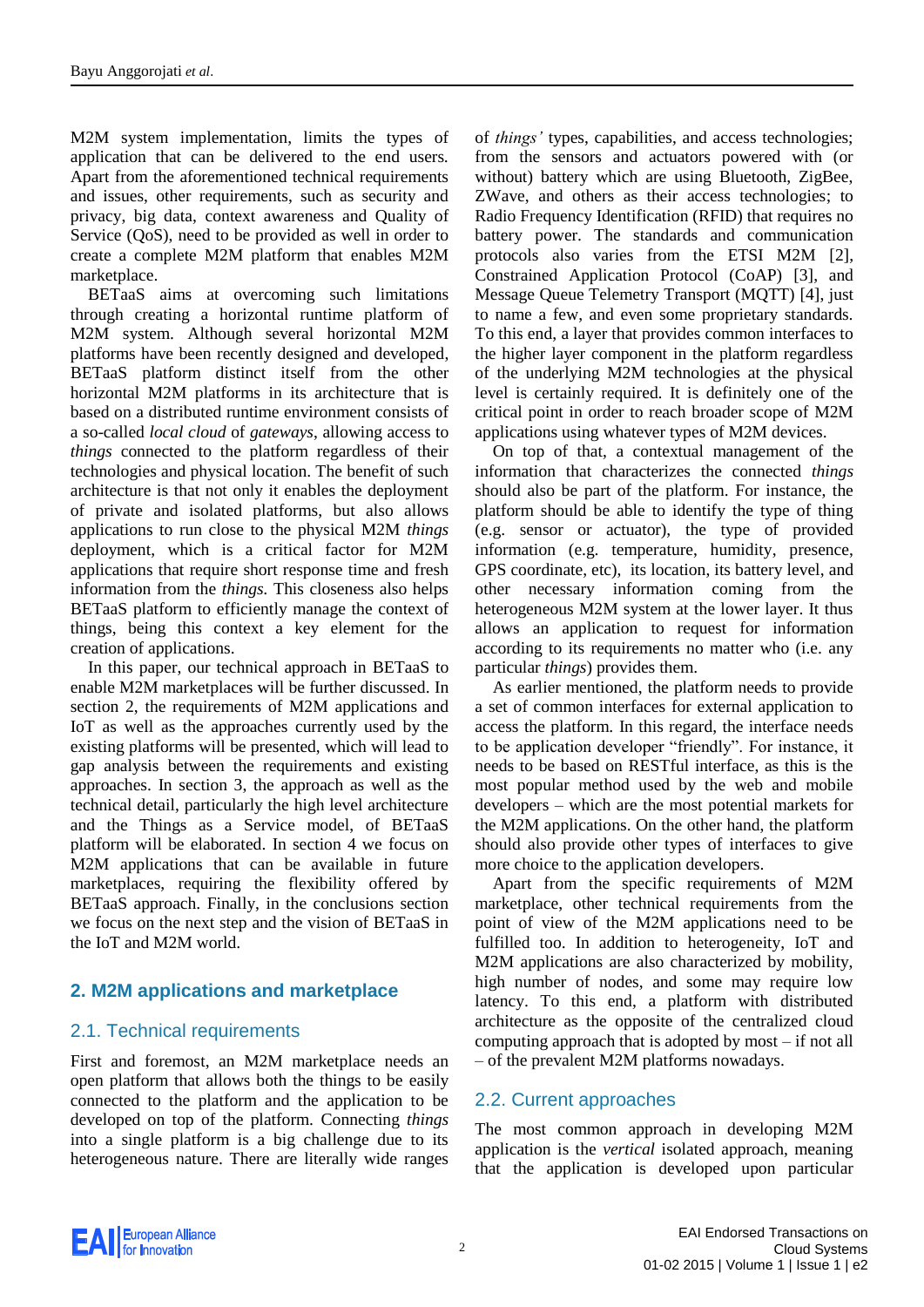M2M system implementation, limits the types of application that can be delivered to the end users. Apart from the aforementioned technical requirements and issues, other requirements, such as security and privacy, big data, context awareness and Quality of Service (QoS), need to be provided as well in order to create a complete M2M platform that enables M2M marketplace.

BETaaS aims at overcoming such limitations through creating a horizontal runtime platform of M2M system. Although several horizontal M2M platforms have been recently designed and developed, BETaaS platform distinct itself from the other horizontal M2M platforms in its architecture that is based on a distributed runtime environment consists of a so-called *local cloud* of *gateways*, allowing access to *things* connected to the platform regardless of their technologies and physical location. The benefit of such architecture is that not only it enables the deployment of private and isolated platforms, but also allows applications to run close to the physical M2M *things* deployment, which is a critical factor for M2M applications that require short response time and fresh information from the *things*. This closeness also helps BETaaS platform to efficiently manage the context of things, being this context a key element for the creation of applications.

In this paper, our technical approach in BETaaS to enable M2M marketplaces will be further discussed. In section 2, the requirements of M2M applications and IoT as well as the approaches currently used by the existing platforms will be presented, which will lead to gap analysis between the requirements and existing approaches. In section 3, the approach as well as the technical detail, particularly the high level architecture and the Things as a Service model, of BETaaS platform will be elaborated. In section 4 we focus on M2M applications that can be available in future marketplaces, requiring the flexibility offered by BETaaS approach. Finally, in the conclusions section we focus on the next step and the vision of BETaaS in the IoT and M2M world.

## 2. M2M applications and marketplace

### 2.1. Technical requirements

First and foremost, an M2M marketplace needs an open platform that allows both the things to be easily connected to the platform and the application to be developed on top of the platform. Connecting *things* into a single platform is a big challenge due to its heterogeneous nature. There are literally wide ranges of *things'* types, capabilities, and access technologies; from the sensors and actuators powered with (or without) battery which are using Bluetooth, ZigBee, ZWave, and others as their access technologies; to Radio Frequency Identification (RFID) that requires no battery power. The standards and communication protocols also varies from the ETSI M2M [2], Constrained Application Protocol (CoAP) [3], and Message Queue Telemetry Transport (MQTT) [4], just to name a few, and even some proprietary standards. To this end, a layer that provides common interfaces to the higher layer component in the platform regardless of the underlying M2M technologies at the physical level is certainly required. It is definitely one of the critical point in order to reach broader scope of M2M applications using whatever types of M2M devices.

On top of that, a contextual management of the information that characterizes the connected *things* should also be part of the platform. For instance, the platform should be able to identify the type of thing (e.g. sensor or actuator), the type of provided information (e.g. temperature, humidity, presence, GPS coordinate, etc), its location, its battery level, and other necessary information coming from the heterogeneous M2M system at the lower layer. It thus allows an application to request for information according to its requirements no matter who (i.e. any particular *things*) provides them.

As earlier mentioned, the platform needs to provide a set of common interfaces for external application to access the platform. In this regard, the interface needs to be application developer "friendly". For instance, it needs to be based on RESTful interface, as this is the most popular method used by the web and mobile developers – which are the most potential markets for the M2M applications. On the other hand, the platform should also provide other types of interfaces to give more choice to the application developers.

Apart from the specific requirements of M2M marketplace, other technical requirements from the point of view of the M2M applications need to be fulfilled too. In addition to heterogeneity, IoT and M2M applications are also characterized by mobility, high number of nodes, and some may require low latency. To this end, a platform with distributed architecture as the opposite of the centralized cloud computing approach that is adopted by most – if not all – of the prevalent M2M platforms nowadays.

### 2.2. Current approaches

The most common approach in developing M2M application is the *vertical* isolated approach, meaning that the application is developed upon particular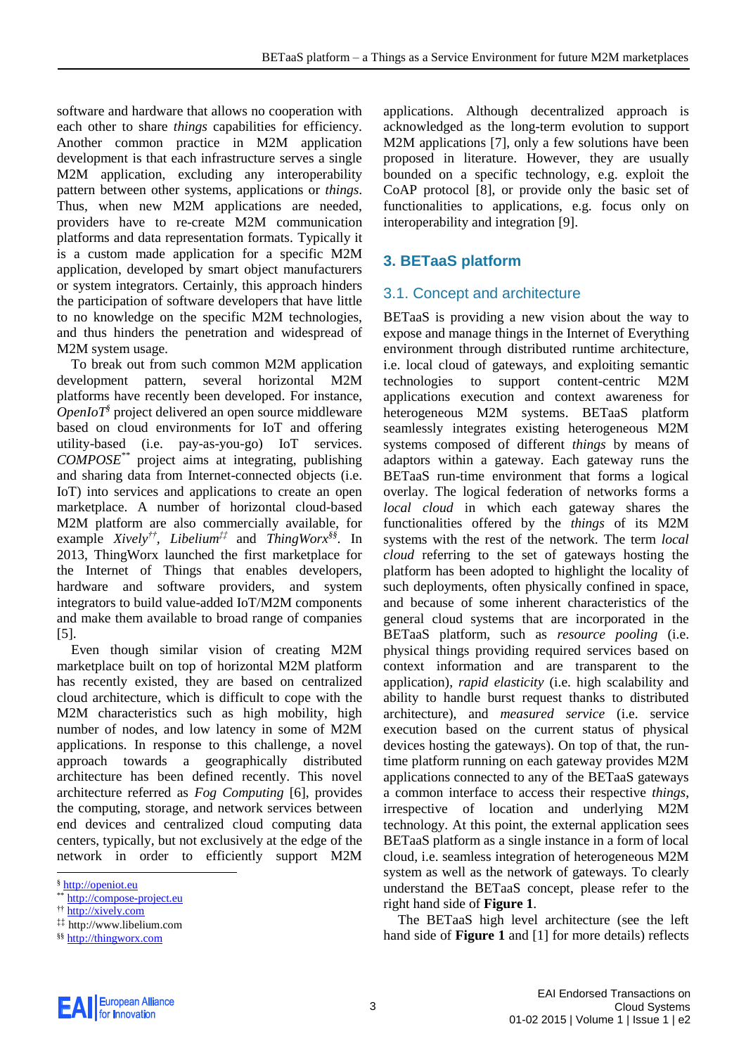software and hardware that allows no cooperation with each other to share *things* capabilities for efficiency. Another common practice in M2M application development is that each infrastructure serves a single M2M application, excluding any interoperability pattern between other systems, applications or *things*. Thus, when new M2M applications are needed, providers have to re-create M2M communication platforms and data representation formats. Typically it is a custom made application for a specific M2M application, developed by smart object manufacturers or system integrators. Certainly, this approach hinders the participation of software developers that have little to no knowledge on the specific M2M technologies, and thus hinders the penetration and widespread of M2M system usage.

To break out from such common M2M application development pattern, several horizontal M2M platforms have recently been developed. For instance, *OpenIoT*[§] project delivered an open source middleware based on cloud environments for IoT and offering utility-based (i.e. pay-as-you-go) IoT services. *COMPOSE*[**] project aims at integrating, publishing and sharing data from Internet-connected objects (i.e. IoT) into services and applications to create an open marketplace. A number of horizontal cloud-based M2M platform are also commercially available, for example *Xively*[††], *Libelium*[‡‡] and *ThingWorx*[§§]. In 2013, ThingWorx launched the first marketplace for the Internet of Things that enables developers, hardware and software providers, and system integrators to build value-added IoT/M2M components and make them available to broad range of companies [5].

Even though similar vision of creating M2M marketplace built on top of horizontal M2M platform has recently existed, they are based on centralized cloud architecture, which is difficult to cope with the M2M characteristics such as high mobility, high number of nodes, and low latency in some of M2M applications. In response to this challenge, a novel approach towards a geographically distributed architecture has been defined recently. This novel architecture referred as *Fog Computing* [6], provides the computing, storage, and network services between end devices and centralized cloud computing data centers, typically, but not exclusively at the edge of the network in order to efficiently support M2M applications. Although decentralized approach is acknowledged as the long-term evolution to support M2M applications [7], only a few solutions have been proposed in literature. However, they are usually bounded on a specific technology, e.g. exploit the CoAP protocol [8], or provide only the basic set of functionalities to applications, e.g. focus only on interoperability and integration [9].

[§] http://openiot.eu
[**] http://compose-project.eu
[††] http://xively.com
[‡‡] http://www.libelium.com
[§§] http://thingworx.com

## 3. BETaaS platform

### 3.1. Concept and architecture

BETaaS is providing a new vision about the way to expose and manage things in the Internet of Everything environment through distributed runtime architecture, i.e. local cloud of gateways, and exploiting semantic technologies to support content-centric M2M applications execution and context awareness for heterogeneous M2M systems. BETaaS platform seamlessly integrates existing heterogeneous M2M systems composed of different *things* by means of adaptors within a gateway. Each gateway runs the BETaaS run-time environment that forms a logical overlay. The logical federation of networks forms a *local cloud* in which each gateway shares the functionalities offered by the *things* of its M2M systems with the rest of the network. The term *local cloud* referring to the set of gateways hosting the platform has been adopted to highlight the locality of such deployments, often physically confined in space, and because of some inherent characteristics of the general cloud systems that are incorporated in the BETaaS platform, such as *resource pooling* (i.e. physical things providing required services based on context information and are transparent to the application), *rapid elasticity* (i.e. high scalability and ability to handle burst request thanks to distributed architecture), and *measured service* (i.e. service execution based on the current status of physical devices hosting the gateways). On top of that, the run-time platform running on each gateway provides M2M applications connected to any of the BETaaS gateways a common interface to access their respective *things*, irrespective of location and underlying M2M technology. At this point, the external application sees BETaaS platform as a single instance in a form of local cloud, i.e. seamless integration of heterogeneous M2M system as well as the network of gateways. To clearly understand the BETaaS concept, please refer to the right hand side of **Figure 1**.

The BETaaS high level architecture (see the left hand side of **Figure 1** and [1] for more details) reflects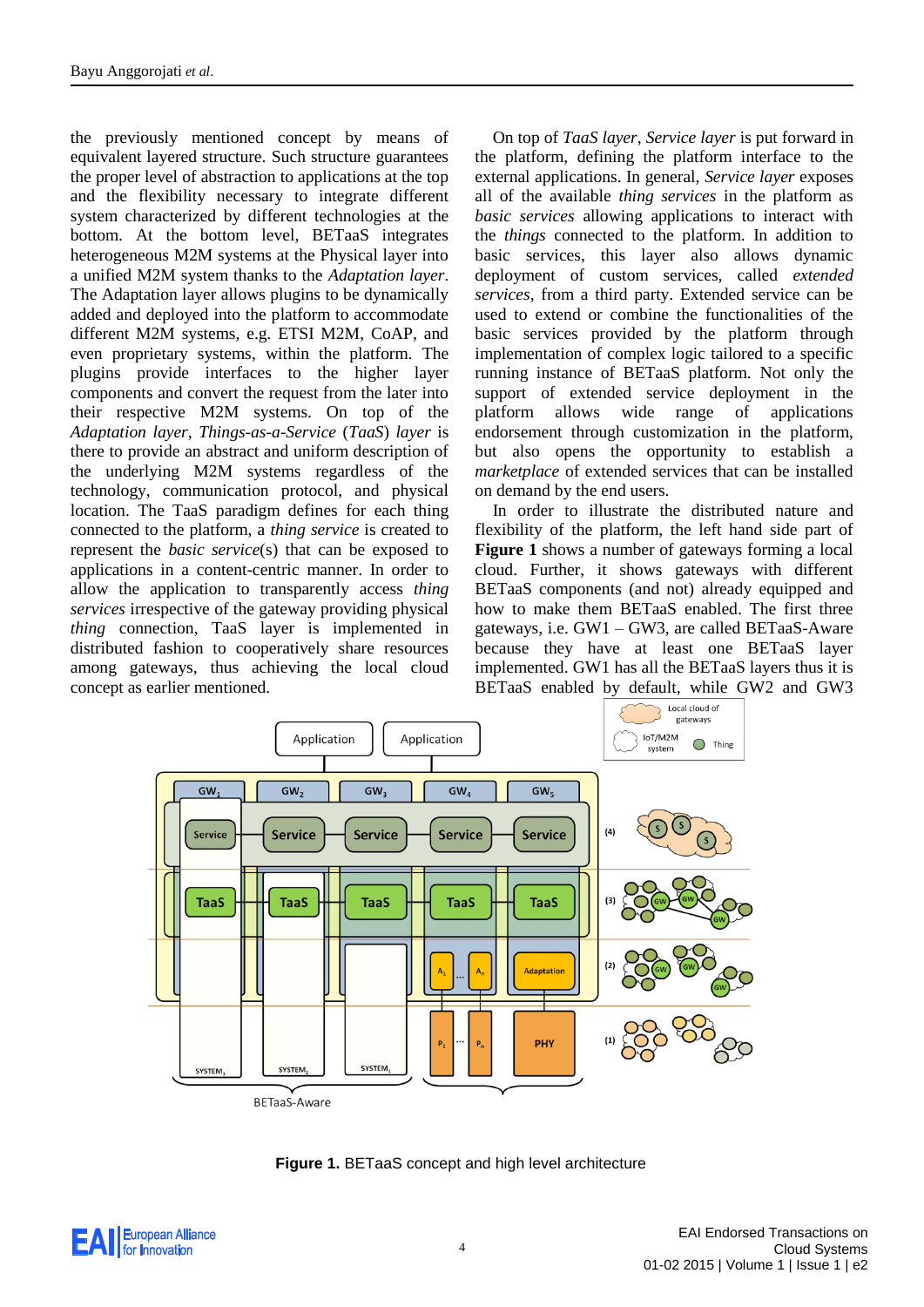the previously mentioned concept by means of equivalent layered structure. Such structure guarantees the proper level of abstraction to applications at the top and the flexibility necessary to integrate different system characterized by different technologies at the bottom. At the bottom level, BETaaS integrates heterogeneous M2M systems at the Physical layer into a unified M2M system thanks to the *Adaptation layer*. The Adaptation layer allows plugins to be dynamically added and deployed into the platform to accommodate different M2M systems, e.g. ETSI M2M, CoAP, and even proprietary systems, within the platform. The plugins provide interfaces to the higher layer components and convert the request from the later into their respective M2M systems. On top of the *Adaptation layer*, *Things-as-a-Service* (*TaaS*) *layer* is there to provide an abstract and uniform description of the underlying M2M systems regardless of the technology, communication protocol, and physical location. The TaaS paradigm defines for each thing connected to the platform, a *thing service* is created to represent the *basic service*(s) that can be exposed to applications in a content-centric manner. In order to allow the application to transparently access *thing services* irrespective of the gateway providing physical *thing* connection, TaaS layer is implemented in distributed fashion to cooperatively share resources among gateways, thus achieving the local cloud concept as earlier mentioned.

On top of *TaaS layer*, *Service layer* is put forward in the platform, defining the platform interface to the external applications. In general, *Service layer* exposes all of the available *thing services* in the platform as *basic services* allowing applications to interact with the *things* connected to the platform. In addition to basic services, this layer also allows dynamic deployment of custom services, called *extended services*, from a third party. Extended service can be used to extend or combine the functionalities of the basic services provided by the platform through implementation of complex logic tailored to a specific running instance of BETaaS platform. Not only the support of extended service deployment in the platform allows wide range of applications endorsement through customization in the platform, but also opens the opportunity to establish a *marketplace* of extended services that can be installed on demand by the end users.

In order to illustrate the distributed nature and flexibility of the platform, the left hand side part of **Figure 1** shows a number of gateways forming a local cloud. Further, it shows gateways with different BETaaS components (and not) already equipped and how to make them BETaaS enabled. The first three gateways, i.e. GW1 – GW3, are called BETaaS-Aware because they have at least one BETaaS layer implemented. GW1 has all the BETaaS layers thus it is BETaaS enabled by default, while GW2 and GW3

**Figure 1.** BETaaS concept and high level architecture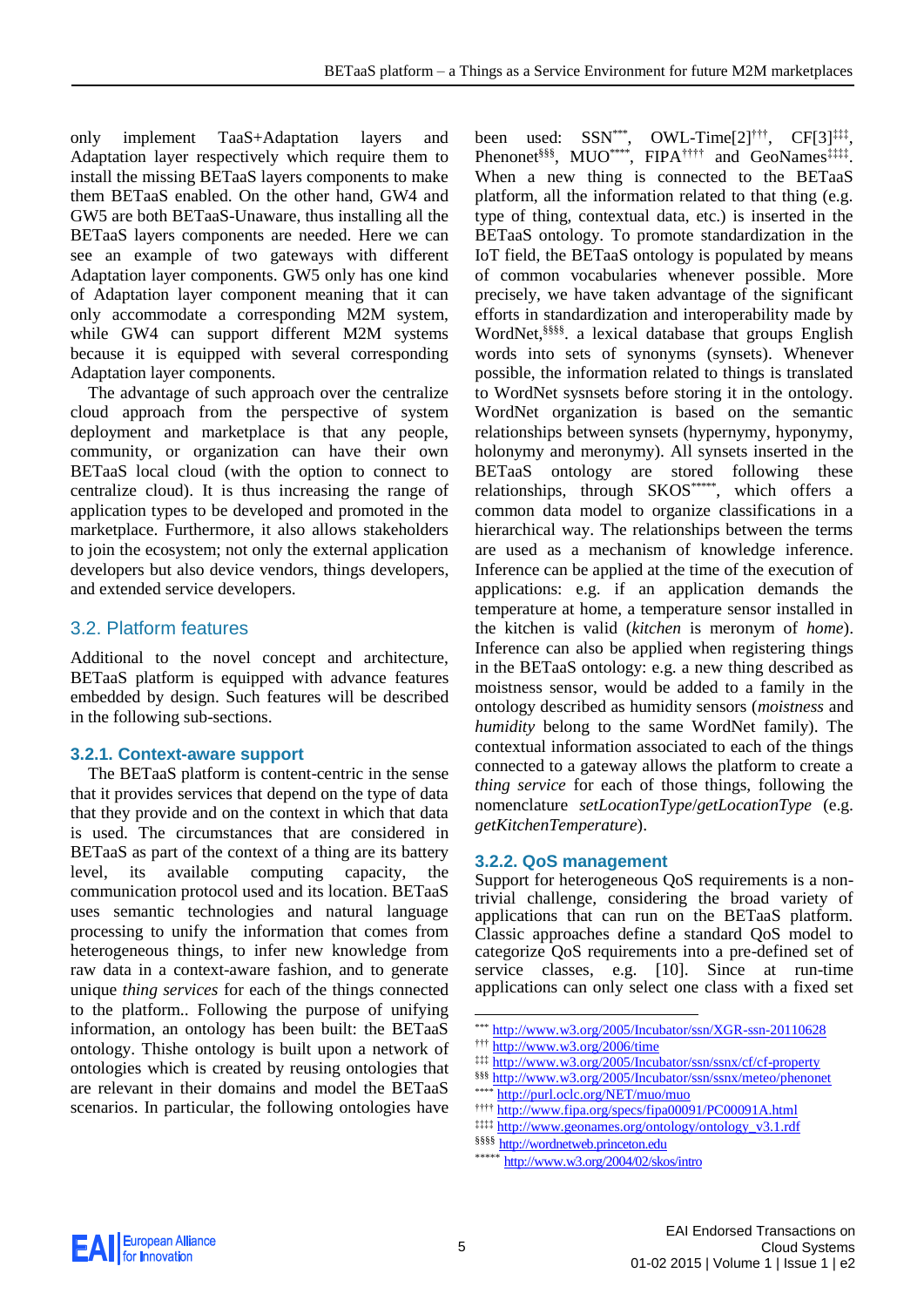only implement TaaS+Adaptation layers and Adaptation layer respectively which require them to install the missing BETaaS layers components to make them BETaaS enabled. On the other hand, GW4 and GW5 are both BETaaS-Unaware, thus installing all the BETaaS layers components are needed. Here we can see an example of two gateways with different Adaptation layer components. GW5 only has one kind of Adaptation layer component meaning that it can only accommodate a corresponding M2M system, while GW4 can support different M2M systems because it is equipped with several corresponding Adaptation layer components.

The advantage of such approach over the centralize cloud approach from the perspective of system deployment and marketplace is that any people, community, or organization can have their own BETaaS local cloud (with the option to connect to centralize cloud). It is thus increasing the range of application types to be developed and promoted in the marketplace. Furthermore, it also allows stakeholders to join the ecosystem; not only the external application developers but also device vendors, things developers, and extended service developers.

## 3.2. Platform features

Additional to the novel concept and architecture, BETaaS platform is equipped with advance features embedded by design. Such features will be described in the following sub-sections.

### 3.2.1. Context-aware support

The BETaaS platform is content-centric in the sense that it provides services that depend on the type of data that they provide and on the context in which that data is used. The circumstances that are considered in BETaaS as part of the context of a thing are its battery level, its available computing capacity, the communication protocol used and its location. BETaaS uses semantic technologies and natural language processing to unify the information that comes from heterogeneous things, to infer new knowledge from raw data in a context-aware fashion, and to generate unique *thing services* for each of the things connected to the platform.. Following the purpose of unifying information, an ontology has been built: the BETaaS ontology. Thishe ontology is built upon a network of ontologies which is created by reusing ontologies that are relevant in their domains and model the BETaaS scenarios. In particular, the following ontologies have been used: SSN[***], OWL-Time[2][†††], CF[3][‡‡‡], Phenonet[§§§], MUO[****], FIPA[††††] and GeoNames[‡‡‡‡]. When a new thing is connected to the BETaaS platform, all the information related to that thing (e.g. type of thing, contextual data, etc.) is inserted in the BETaaS ontology. To promote standardization in the IoT field, the BETaaS ontology is populated by means of common vocabularies whenever possible. More precisely, we have taken advantage of the significant efforts in standardization and interoperability made by WordNet,[§§§§]. a lexical database that groups English words into sets of synonyms (synsets). Whenever possible, the information related to things is translated to WordNet sysnsets before storing it in the ontology. WordNet organization is based on the semantic relationships between synsets (hypernymy, hyponymy, holonymy and meronymy). All synsets inserted in the BETaaS ontology are stored following these relationships, through SKOS[*****], which offers a common data model to organize classifications in a hierarchical way. The relationships between the terms are used as a mechanism of knowledge inference. Inference can be applied at the time of the execution of applications: e.g. if an application demands the temperature at home, a temperature sensor installed in the kitchen is valid (*kitchen* is meronym of *home*). Inference can also be applied when registering things in the BETaaS ontology: e.g. a new thing described as moistness sensor, would be added to a family in the ontology described as humidity sensors (*moistness* and *humidity* belong to the same WordNet family). The contextual information associated to each of the things connected to a gateway allows the platform to create a *thing service* for each of those things, following the nomenclature *setLocationType*/*getLocationType* (e.g. *getKitchenTemperature*).

### 3.2.2. QoS management

Support for heterogeneous QoS requirements is a non-trivial challenge, considering the broad variety of applications that can run on the BETaaS platform. Classic approaches define a standard QoS model to categorize QoS requirements into a pre-defined set of service classes, e.g. [10]. Since at run-time applications can only select one class with a fixed set

[***] http://www.w3.org/2005/Incubator/ssn/XGR-ssn-20110628
[†††] http://www.w3.org/2006/time
[‡‡‡] http://www.w3.org/2005/Incubator/ssn/ssnx/cf/cf-property
[§§§] http://www.w3.org/2005/Incubator/ssn/ssnx/meteo/phenonet
[****] http://purl.oclc.org/NET/muo/muo
[††††] http://www.fipa.org/specs/fipa00091/PC00091A.html
[‡‡‡‡] http://www.geonames.org/ontology/ontology_v3.1.rdf
[§§§§] http://wordnetweb.princeton.edu
[*****] http://www.w3.org/2004/02/skos/intro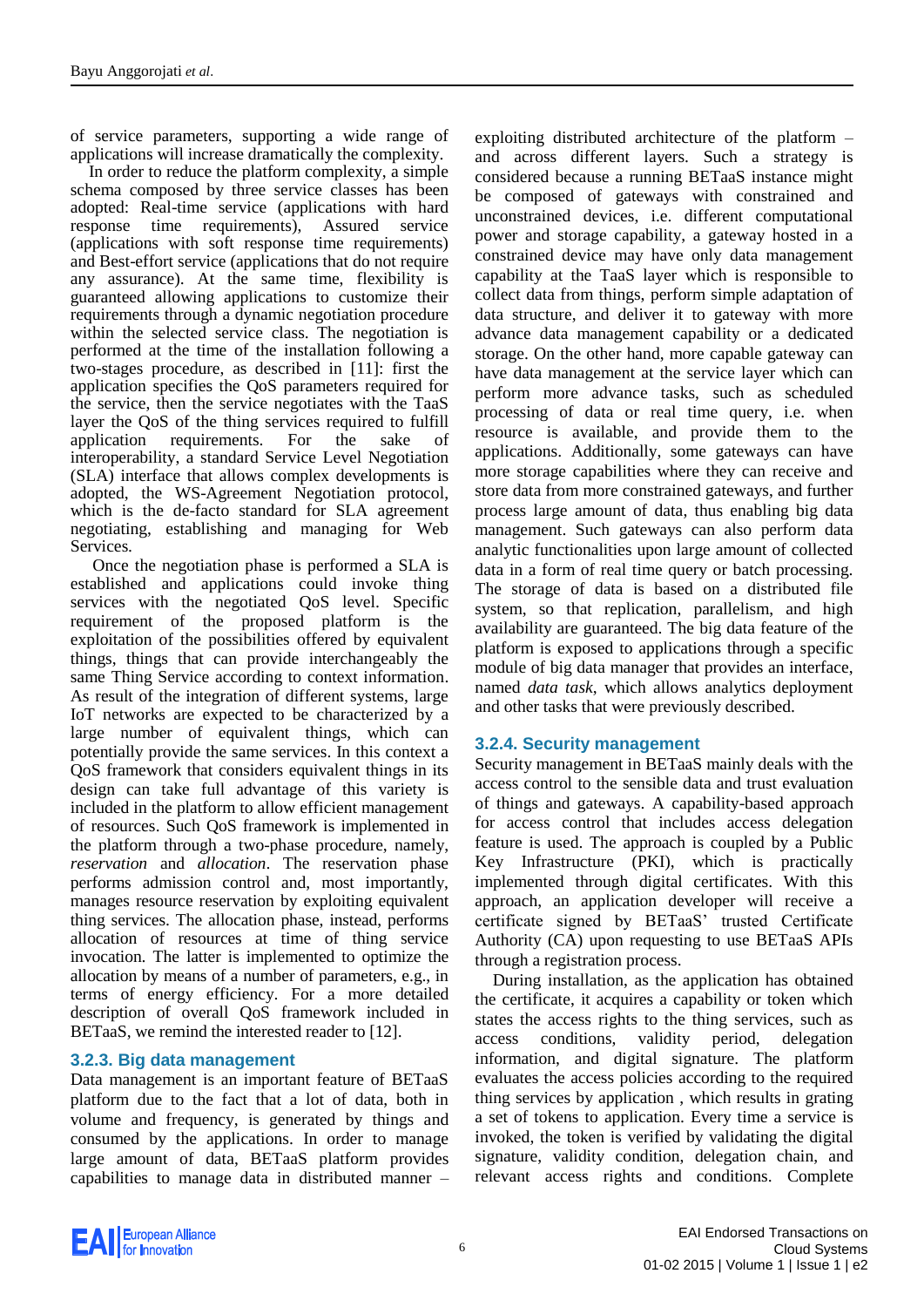of service parameters, supporting a wide range of applications will increase dramatically the complexity.

In order to reduce the platform complexity, a simple schema composed by three service classes has been adopted: Real-time service (applications with hard response time requirements), Assured service (applications with soft response time requirements) and Best-effort service (applications that do not require any assurance). At the same time, flexibility is guaranteed allowing applications to customize their requirements through a dynamic negotiation procedure within the selected service class. The negotiation is performed at the time of the installation following a two-stages procedure, as described in [11]: first the application specifies the QoS parameters required for the service, then the service negotiates with the TaaS layer the QoS of the thing services required to fulfill application requirements. For the sake of interoperability, a standard Service Level Negotiation (SLA) interface that allows complex developments is adopted, the WS-Agreement Negotiation protocol, which is the de-facto standard for SLA agreement negotiating, establishing and managing for Web Services.

Once the negotiation phase is performed a SLA is established and applications could invoke thing services with the negotiated QoS level. Specific requirement of the proposed platform is the exploitation of the possibilities offered by equivalent things, things that can provide interchangeably the same Thing Service according to context information. As result of the integration of different systems, large IoT networks are expected to be characterized by a large number of equivalent things, which can potentially provide the same services. In this context a QoS framework that considers equivalent things in its design can take full advantage of this variety is included in the platform to allow efficient management of resources. Such QoS framework is implemented in the platform through a two-phase procedure, namely, *reservation* and *allocation*. The reservation phase performs admission control and, most importantly, manages resource reservation by exploiting equivalent thing services. The allocation phase, instead, performs allocation of resources at time of thing service invocation. The latter is implemented to optimize the allocation by means of a number of parameters, e.g., in terms of energy efficiency. For a more detailed description of overall QoS framework included in BETaaS, we remind the interested reader to [12].

### 3.2.3. Big data management

Data management is an important feature of BETaaS platform due to the fact that a lot of data, both in volume and frequency, is generated by things and consumed by the applications. In order to manage large amount of data, BETaaS platform provides capabilities to manage data in distributed manner – exploiting distributed architecture of the platform – and across different layers. Such a strategy is considered because a running BETaaS instance might be composed of gateways with constrained and unconstrained devices, i.e. different computational power and storage capability, a gateway hosted in a constrained device may have only data management capability at the TaaS layer which is responsible to collect data from things, perform simple adaptation of data structure, and deliver it to gateway with more advance data management capability or a dedicated storage. On the other hand, more capable gateway can have data management at the service layer which can perform more advance tasks, such as scheduled processing of data or real time query, i.e. when resource is available, and provide them to the applications. Additionally, some gateways can have more storage capabilities where they can receive and store data from more constrained gateways, and further process large amount of data, thus enabling big data management. Such gateways can also perform data analytic functionalities upon large amount of collected data in a form of real time query or batch processing. The storage of data is based on a distributed file system, so that replication, parallelism, and high availability are guaranteed. The big data feature of the platform is exposed to applications through a specific module of big data manager that provides an interface, named *data task*, which allows analytics deployment and other tasks that were previously described.

### 3.2.4. Security management

Security management in BETaaS mainly deals with the access control to the sensible data and trust evaluation of things and gateways. A capability-based approach for access control that includes access delegation feature is used. The approach is coupled by a Public Key Infrastructure (PKI), which is practically implemented through digital certificates. With this approach, an application developer will receive a certificate signed by BETaaS' trusted Certificate Authority (CA) upon requesting to use BETaaS APIs through a registration process.

During installation, as the application has obtained the certificate, it acquires a capability or token which states the access rights to the thing services, such as access conditions, validity period, delegation information, and digital signature. The platform evaluates the access policies according to the required thing services by application , which results in grating a set of tokens to application. Every time a service is invoked, the token is verified by validating the digital signature, validity condition, delegation chain, and relevant access rights and conditions. Complete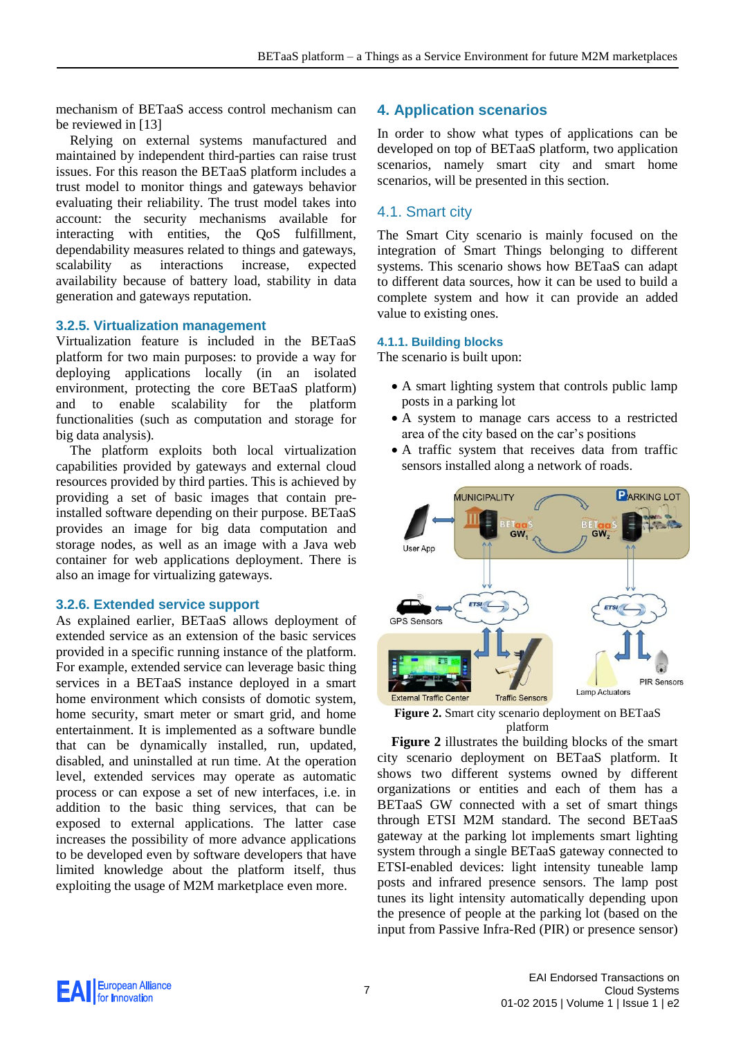mechanism of BETaaS access control mechanism can be reviewed in [13]

Relying on external systems manufactured and maintained by independent third-parties can raise trust issues. For this reason the BETaaS platform includes a trust model to monitor things and gateways behavior evaluating their reliability. The trust model takes into account: the security mechanisms available for interacting with entities, the QoS fulfillment, dependability measures related to things and gateways, scalability as interactions increase, expected availability because of battery load, stability in data generation and gateways reputation.

### 3.2.5. Virtualization management

Virtualization feature is included in the BETaaS platform for two main purposes: to provide a way for deploying applications locally (in an isolated environment, protecting the core BETaaS platform) and to enable scalability for the platform functionalities (such as computation and storage for big data analysis).

The platform exploits both local virtualization capabilities provided by gateways and external cloud resources provided by third parties. This is achieved by providing a set of basic images that contain pre-installed software depending on their purpose. BETaaS provides an image for big data computation and storage nodes, as well as an image with a Java web container for web applications deployment. There is also an image for virtualizing gateways.

### 3.2.6. Extended service support

As explained earlier, BETaaS allows deployment of extended service as an extension of the basic services provided in a specific running instance of the platform. For example, extended service can leverage basic thing services in a BETaaS instance deployed in a smart home environment which consists of domotic system, home security, smart meter or smart grid, and home entertainment. It is implemented as a software bundle that can be dynamically installed, run, updated, disabled, and uninstalled at run time. At the operation level, extended services may operate as automatic process or can expose a set of new interfaces, i.e. in addition to the basic thing services, that can be exposed to external applications. The latter case increases the possibility of more advance applications to be developed even by software developers that have limited knowledge about the platform itself, thus exploiting the usage of M2M marketplace even more.

## 4. Application scenarios

In order to show what types of applications can be developed on top of BETaaS platform, two application scenarios, namely smart city and smart home scenarios, will be presented in this section.

## 4.1. Smart city

The Smart City scenario is mainly focused on the integration of Smart Things belonging to different systems. This scenario shows how BETaaS can adapt to different data sources, how it can be used to build a complete system and how it can provide an added value to existing ones.

### 4.1.1. Building blocks

The scenario is built upon:

- A smart lighting system that controls public lamp posts in a parking lot
- A system to manage cars access to a restricted area of the city based on the car's positions
- A traffic system that receives data from traffic sensors installed along a network of roads.

**Figure 2.** Smart city scenario deployment on BETaaS platform

**Figure 2** illustrates the building blocks of the smart city scenario deployment on BETaaS platform. It shows two different systems owned by different organizations or entities and each of them has a BETaaS GW connected with a set of smart things through ETSI M2M standard. The second BETaaS gateway at the parking lot implements smart lighting system through a single BETaaS gateway connected to ETSI-enabled devices: light intensity tuneable lamp posts and infrared presence sensors. The lamp post tunes its light intensity automatically depending upon the presence of people at the parking lot (based on the input from Passive Infra-Red (PIR) or presence sensor)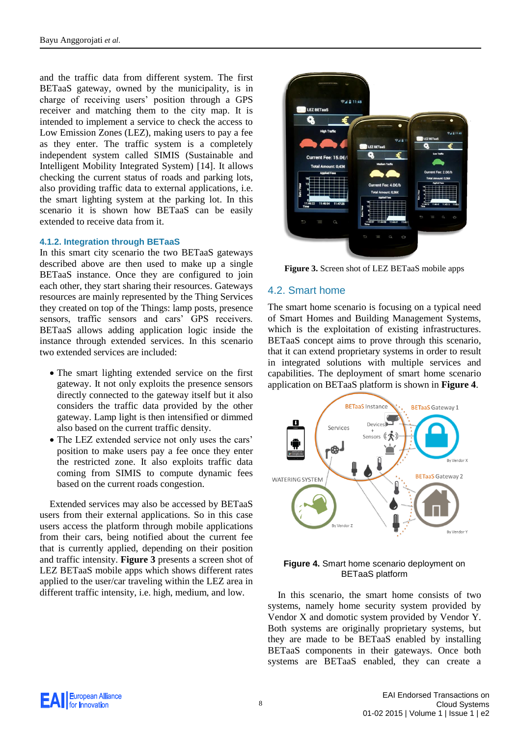and the traffic data from different system. The first BETaaS gateway, owned by the municipality, is in charge of receiving users' position through a GPS receiver and matching them to the city map. It is intended to implement a service to check the access to Low Emission Zones (LEZ), making users to pay a fee as they enter. The traffic system is a completely independent system called SIMIS (Sustainable and Intelligent Mobility Integrated System) [14]. It allows checking the current status of roads and parking lots, also providing traffic data to external applications, i.e. the smart lighting system at the parking lot. In this scenario it is shown how BETaaS can be easily extended to receive data from it.

#### 4.1.2. Integration through BETaaS

In this smart city scenario the two BETaaS gateways described above are then used to make up a single BETaaS instance. Once they are configured to join each other, they start sharing their resources. Gateways resources are mainly represented by the Thing Services they created on top of the Things: lamp posts, presence sensors, traffic sensors and cars' GPS receivers. BETaaS allows adding application logic inside the instance through extended services. In this scenario two extended services are included:

- The smart lighting extended service on the first gateway. It not only exploits the presence sensors directly connected to the gateway itself but it also considers the traffic data provided by the other gateway. Lamp light is then intensified or dimmed also based on the current traffic density.
- The LEZ extended service not only uses the cars' position to make users pay a fee once they enter the restricted zone. It also exploits traffic data coming from SIMIS to compute dynamic fees based on the current roads congestion.

Extended services may also be accessed by BETaaS users from their external applications. So in this case users access the platform through mobile applications from their cars, being notified about the current fee that is currently applied, depending on their position and traffic intensity. **Figure 3** presents a screen shot of LEZ BETaaS mobile apps which shows different rates applied to the user/car traveling within the LEZ area in different traffic intensity, i.e. high, medium, and low.

**Figure 3.** Screen shot of LEZ BETaaS mobile apps

### 4.2. Smart home

The smart home scenario is focusing on a typical need of Smart Homes and Building Management Systems, which is the exploitation of existing infrastructures. BETaaS concept aims to prove through this scenario, that it can extend proprietary systems in order to result in integrated solutions with multiple services and capabilities. The deployment of smart home scenario application on BETaaS platform is shown in **Figure 4**.

**Figure 4.** Smart home scenario deployment on BETaaS platform

In this scenario, the smart home consists of two systems, namely home security system provided by Vendor X and domotic system provided by Vendor Y. Both systems are originally proprietary systems, but they are made to be BETaaS enabled by installing BETaaS components in their gateways. Once both systems are BETaaS enabled, they can create a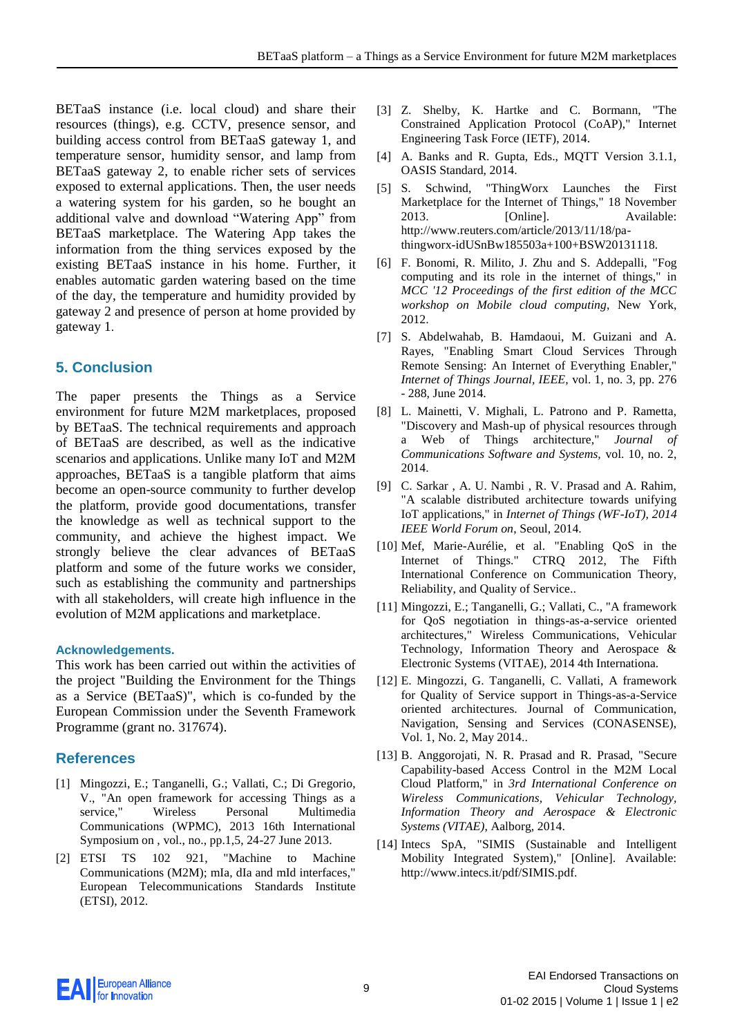BETaaS instance (i.e. local cloud) and share their resources (things), e.g. CCTV, presence sensor, and building access control from BETaaS gateway 1, and temperature sensor, humidity sensor, and lamp from BETaaS gateway 2, to enable richer sets of services exposed to external applications. Then, the user needs a watering system for his garden, so he bought an additional valve and download "Watering App" from BETaaS marketplace. The Watering App takes the information from the thing services exposed by the existing BETaaS instance in his home. Further, it enables automatic garden watering based on the time of the day, the temperature and humidity provided by gateway 2 and presence of person at home provided by gateway 1.

## 5. Conclusion

The paper presents the Things as a Service environment for future M2M marketplaces, proposed by BETaaS. The technical requirements and approach of BETaaS are described, as well as the indicative scenarios and applications. Unlike many IoT and M2M approaches, BETaaS is a tangible platform that aims become an open-source community to further develop the platform, provide good documentations, transfer the knowledge as well as technical support to the community, and achieve the highest impact. We strongly believe the clear advances of BETaaS platform and some of the future works we consider, such as establishing the community and partnerships with all stakeholders, will create high influence in the evolution of M2M applications and marketplace.

### Acknowledgements.

This work has been carried out within the activities of the project "Building the Environment for the Things as a Service (BETaaS)", which is co-funded by the European Commission under the Seventh Framework Programme (grant no. 317674).

## References

[1] Mingozzi, E.; Tanganelli, G.; Vallati, C.; Di Gregorio, V., "An open framework for accessing Things as a service," Wireless Personal Multimedia Communications (WPMC), 2013 16th International Symposium on , vol., no., pp.1,5, 24-27 June 2013.

[2] ETSI TS 102 921, "Machine to Machine Communications (M2M); mIa, dIa and mId interfaces," European Telecommunications Standards Institute (ETSI), 2012.

[3] Z. Shelby, K. Hartke and C. Bormann, "The Constrained Application Protocol (CoAP)," Internet Engineering Task Force (IETF), 2014.

[4] A. Banks and R. Gupta, Eds., MQTT Version 3.1.1, OASIS Standard, 2014.

[5] S. Schwind, "ThingWorx Launches the First Marketplace for the Internet of Things," 18 November 2013. [Online]. Available: http://www.reuters.com/article/2013/11/18/pa-thingworx-idUSnBw185503a+100+BSW20131118.

[6] F. Bonomi, R. Milito, J. Zhu and S. Addepalli, "Fog computing and its role in the internet of things," in *MCC '12 Proceedings of the first edition of the MCC workshop on Mobile cloud computing*, New York, 2012.

[7] S. Abdelwahab, B. Hamdaoui, M. Guizani and A. Rayes, "Enabling Smart Cloud Services Through Remote Sensing: An Internet of Everything Enabler," *Internet of Things Journal, IEEE*, vol. 1, no. 3, pp. 276 - 288, June 2014.

[8] L. Mainetti, V. Mighali, L. Patrono and P. Rametta, "Discovery and Mash-up of physical resources through a Web of Things architecture," *Journal of Communications Software and Systems*, vol. 10, no. 2, 2014.

[9] C. Sarkar , A. U. Nambi , R. V. Prasad and A. Rahim, "A scalable distributed architecture towards unifying IoT applications," in *Internet of Things (WF-IoT), 2014 IEEE World Forum on*, Seoul, 2014.

[10] Mef, Marie-Aurélie, et al. "Enabling QoS in the Internet of Things." CTRQ 2012, The Fifth International Conference on Communication Theory, Reliability, and Quality of Service..

[11] Mingozzi, E.; Tanganelli, G.; Vallati, C., "A framework for QoS negotiation in things-as-a-service oriented architectures," Wireless Communications, Vehicular Technology, Information Theory and Aerospace & Electronic Systems (VITAE), 2014 4th Internationa.

[12] E. Mingozzi, G. Tanganelli, C. Vallati, A framework for Quality of Service support in Things-as-a-Service oriented architectures. Journal of Communication, Navigation, Sensing and Services (CONASENSE), Vol. 1, No. 2, May 2014..

[13] B. Anggorojati, N. R. Prasad and R. Prasad, "Secure Capability-based Access Control in the M2M Local Cloud Platform," in *3rd International Conference on Wireless Communications, Vehicular Technology, Information Theory and Aerospace & Electronic Systems (VITAE)*, Aalborg, 2014.

[14] Intecs SpA, "SIMIS (Sustainable and Intelligent Mobility Integrated System)," [Online]. Available: http://www.intecs.it/pdf/SIMIS.pdf.